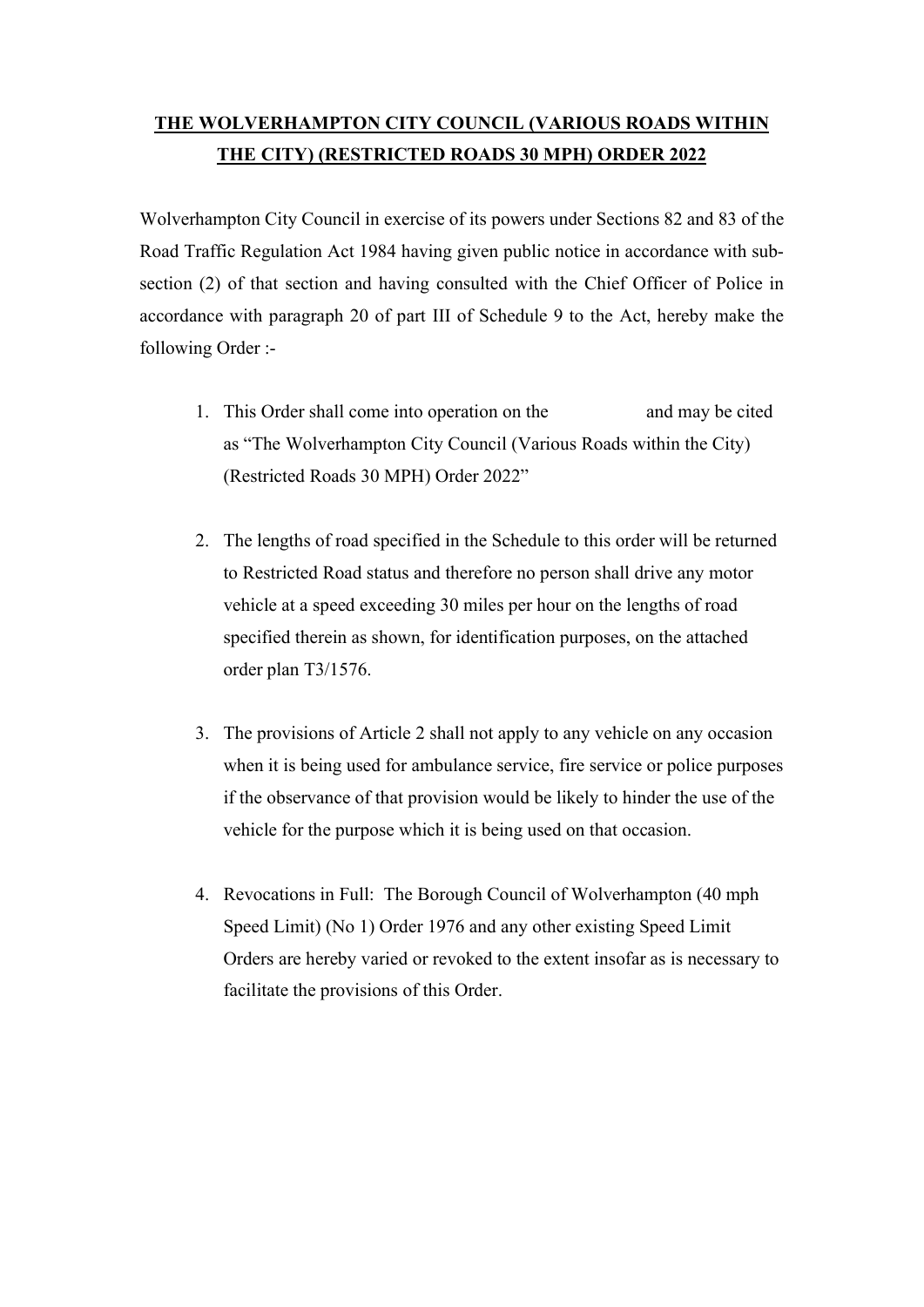# THE WOLVERHAMPTON CITY COUNCIL (VARIOUS ROADS WITHIN THE CITY) (RESTRICTED ROADS 30 MPH) ORDER 2022

Wolverhampton City Council in exercise of its powers under Sections 82 and 83 of the Road Traffic Regulation Act 1984 having given public notice in accordance with sub-section (2) of that section and having consulted with the Chief Officer of Police in accordance with paragraph 20 of part III of Schedule 9 to the Act, hereby make the following Order :-

1. This Order shall come into operation on the and may be cited as "The Wolverhampton City Council (Various Roads within the City) (Restricted Roads 30 MPH) Order 2022"

2. The lengths of road specified in the Schedule to this order will be returned to Restricted Road status and therefore no person shall drive any motor vehicle at a speed exceeding 30 miles per hour on the lengths of road specified therein as shown, for identification purposes, on the attached order plan T3/1576.

3. The provisions of Article 2 shall not apply to any vehicle on any occasion when it is being used for ambulance service, fire service or police purposes if the observance of that provision would be likely to hinder the use of the vehicle for the purpose which it is being used on that occasion.

4. Revocations in Full: The Borough Council of Wolverhampton (40 mph Speed Limit) (No 1) Order 1976 and any other existing Speed Limit Orders are hereby varied or revoked to the extent insofar as is necessary to facilitate the provisions of this Order.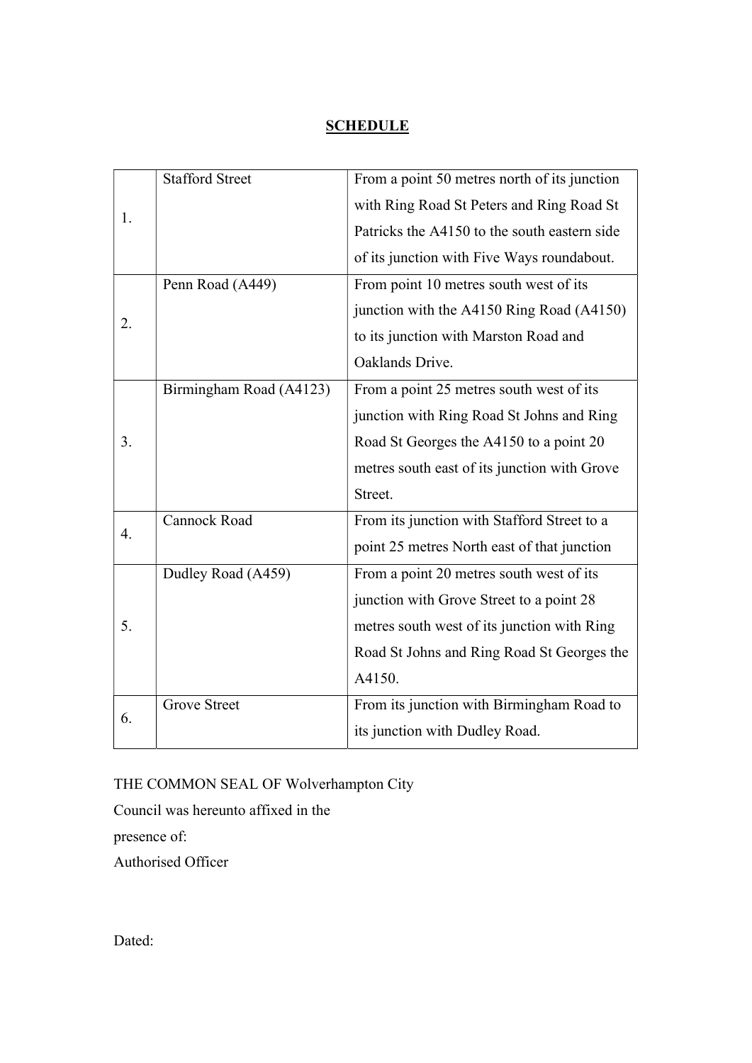**SCHEDULE**

| | | |
|---|---|---|
| 1. | Stafford Street | From a point 50 metres north of its junction with Ring Road St Peters and Ring Road St Patricks the A4150 to the south eastern side of its junction with Five Ways roundabout. |
| 2. | Penn Road (A449) | From point 10 metres south west of its junction with the A4150 Ring Road (A4150) to its junction with Marston Road and Oaklands Drive. |
| 3. | Birmingham Road (A4123) | From a point 25 metres south west of its junction with Ring Road St Johns and Ring Road St Georges the A4150 to a point 20 metres south east of its junction with Grove Street. |
| 4. | Cannock Road | From its junction with Stafford Street to a point 25 metres North east of that junction |
| 5. | Dudley Road (A459) | From a point 20 metres south west of its junction with Grove Street to a point 28 metres south west of its junction with Ring Road St Johns and Ring Road St Georges the A4150. |
| 6. | Grove Street | From its junction with Birmingham Road to its junction with Dudley Road. |

THE COMMON SEAL OF Wolverhampton City Council was hereunto affixed in the presence of:
Authorised Officer

Dated: